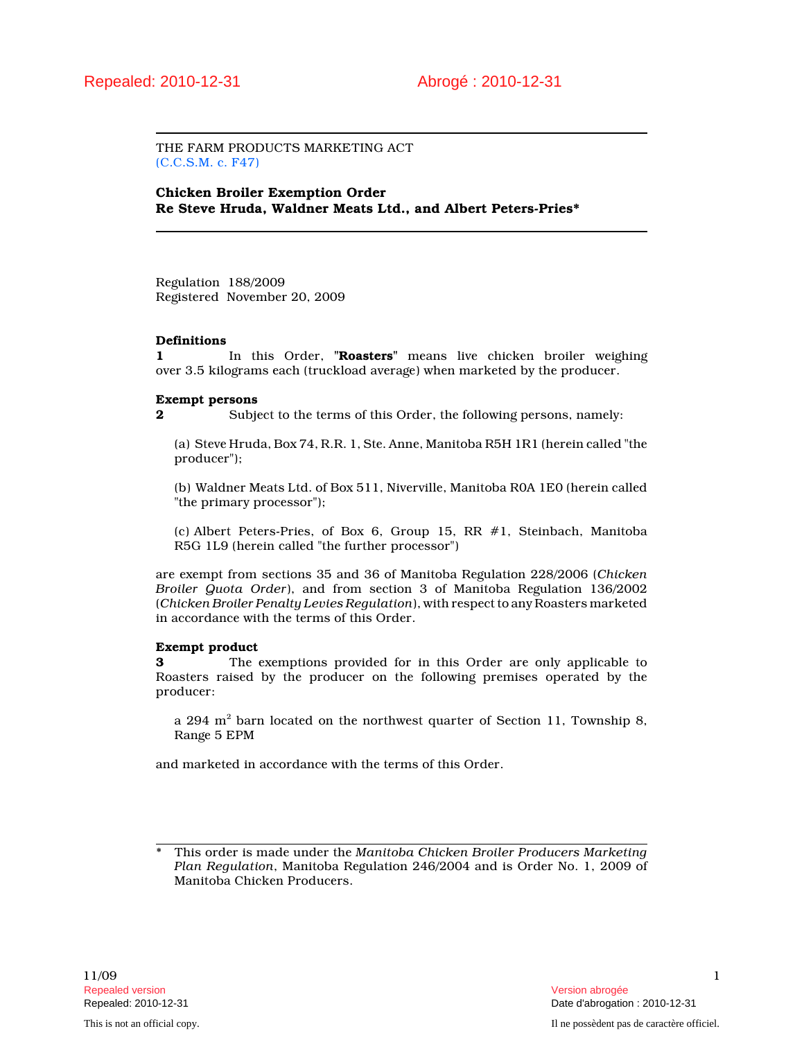Repealed: 2010-12-31 Abrogé : 2010-12-31

THE FARM PRODUCTS MARKETING ACT
(C.C.S.M. c. F47)

**Chicken Broiler Exemption Order**
**Re Steve Hruda, Waldner Meats Ltd., and Albert Peters-Pries***

Regulation 188/2009
Registered November 20, 2009

**Definitions**

**1** In this Order, "**Roasters**" means live chicken broiler weighing over 3.5 kilograms each (truckload average) when marketed by the producer.

**Exempt persons**

**2** Subject to the terms of this Order, the following persons, namely:

(a) Steve Hruda, Box 74, R.R. 1, Ste. Anne, Manitoba R5H 1R1 (herein called "the producer");

(b) Waldner Meats Ltd. of Box 511, Niverville, Manitoba R0A 1E0 (herein called "the primary processor");

(c) Albert Peters-Pries, of Box 6, Group 15, RR #1, Steinbach, Manitoba R5G 1L9 (herein called "the further processor")

are exempt from sections 35 and 36 of Manitoba Regulation 228/2006 (*Chicken Broiler Quota Order*), and from section 3 of Manitoba Regulation 136/2002 (*Chicken Broiler Penalty Levies Regulation*), with respect to any Roasters marketed in accordance with the terms of this Order.

**Exempt product**

**3** The exemptions provided for in this Order are only applicable to Roasters raised by the producer on the following premises operated by the producer:

a 294 $m^2$ barn located on the northwest quarter of Section 11, Township 8, Range 5 EPM

and marketed in accordance with the terms of this Order.

\* This order is made under the *Manitoba Chicken Broiler Producers Marketing Plan Regulation*, Manitoba Regulation 246/2004 and is Order No. 1, 2009 of Manitoba Chicken Producers.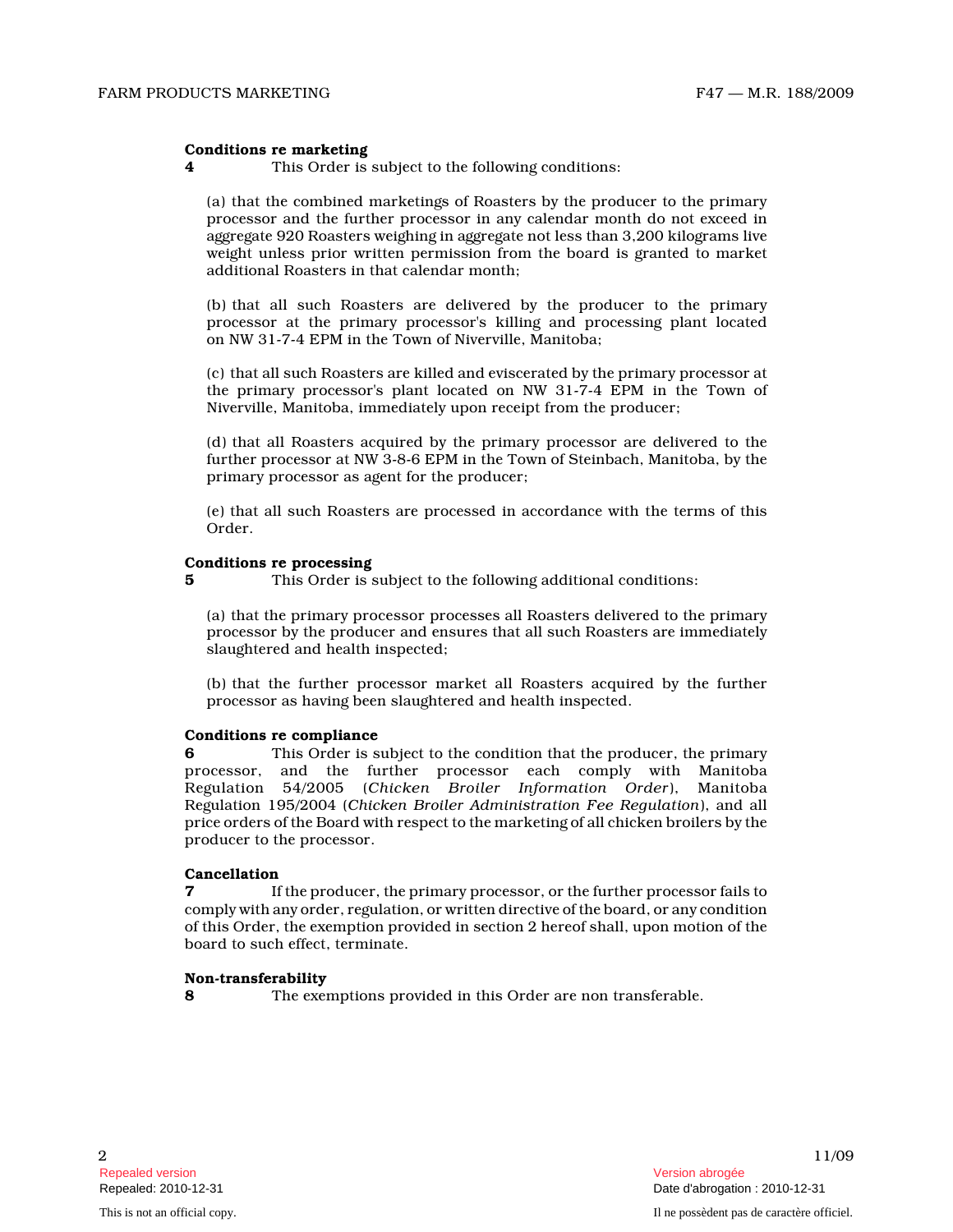**Conditions re marketing**

**4** This Order is subject to the following conditions:

(a) that the combined marketings of Roasters by the producer to the primary processor and the further processor in any calendar month do not exceed in aggregate 920 Roasters weighing in aggregate not less than 3,200 kilograms live weight unless prior written permission from the board is granted to market additional Roasters in that calendar month;

(b) that all such Roasters are delivered by the producer to the primary processor at the primary processor's killing and processing plant located on NW 31-7-4 EPM in the Town of Niverville, Manitoba;

(c) that all such Roasters are killed and eviscerated by the primary processor at the primary processor's plant located on NW 31-7-4 EPM in the Town of Niverville, Manitoba, immediately upon receipt from the producer;

(d) that all Roasters acquired by the primary processor are delivered to the further processor at NW 3-8-6 EPM in the Town of Steinbach, Manitoba, by the primary processor as agent for the producer;

(e) that all such Roasters are processed in accordance with the terms of this Order.

**Conditions re processing**

**5** This Order is subject to the following additional conditions:

(a) that the primary processor processes all Roasters delivered to the primary processor by the producer and ensures that all such Roasters are immediately slaughtered and health inspected;

(b) that the further processor market all Roasters acquired by the further processor as having been slaughtered and health inspected.

**Conditions re compliance**

**6** This Order is subject to the condition that the producer, the primary processor, and the further processor each comply with Manitoba Regulation 54/2005 (*Chicken Broiler Information Order*), Manitoba Regulation 195/2004 (*Chicken Broiler Administration Fee Regulation*), and all price orders of the Board with respect to the marketing of all chicken broilers by the producer to the processor.

**Cancellation**

**7** If the producer, the primary processor, or the further processor fails to comply with any order, regulation, or written directive of the board, or any condition of this Order, the exemption provided in section 2 hereof shall, upon motion of the board to such effect, terminate.

**Non-transferability**

**8** The exemptions provided in this Order are non transferable.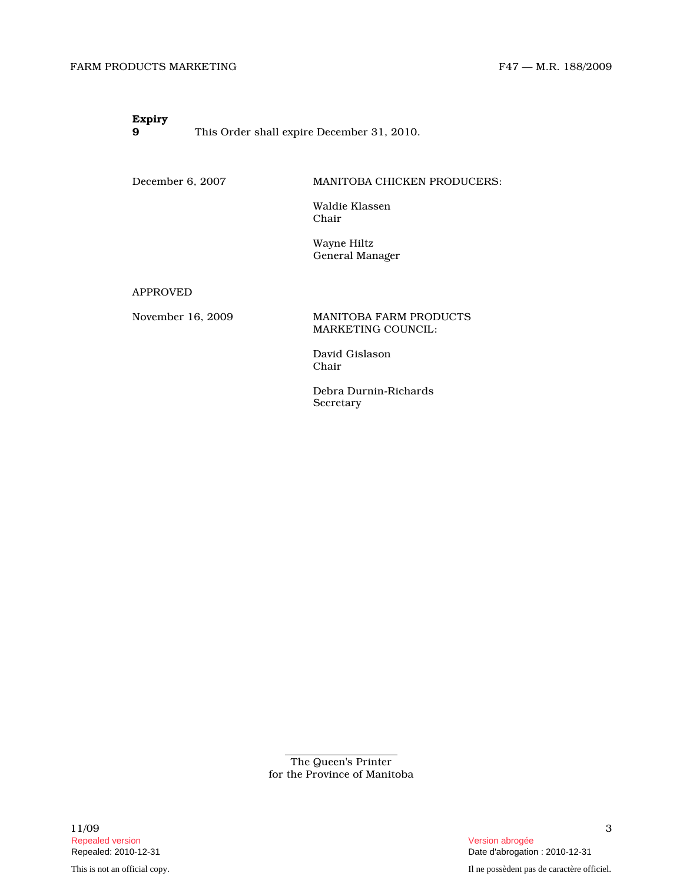**Expiry**

**9** This Order shall expire December 31, 2010.

December 6, 2007

MANITOBA CHICKEN PRODUCERS:

Waldie Klassen
Chair

Wayne Hiltz
General Manager

APPROVED

November 16, 2009

MANITOBA FARM PRODUCTS MARKETING COUNCIL:

David Gislason
Chair

Debra Durnin-Richards
Secretary

The Queen's Printer
for the Province of Manitoba